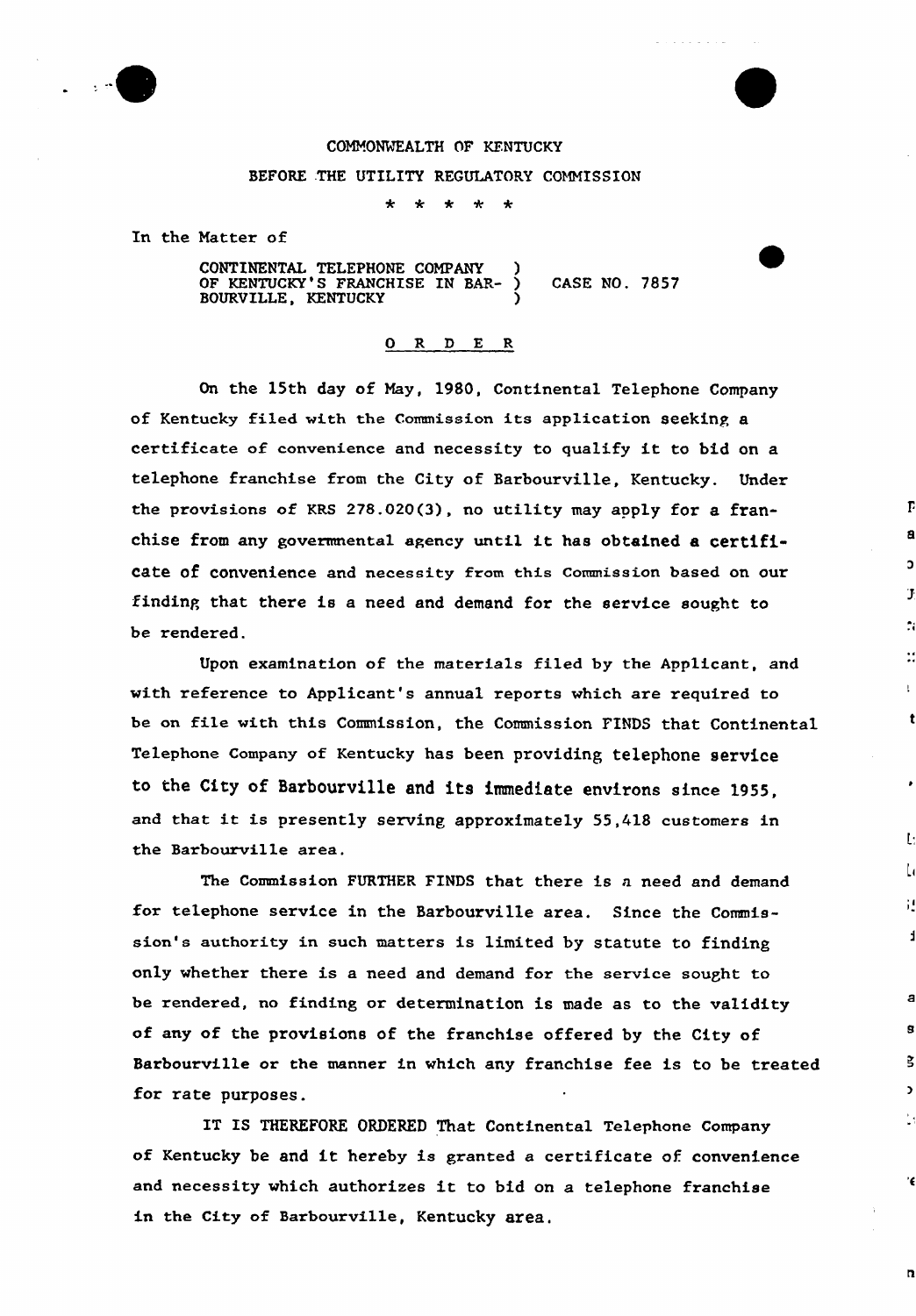COMMONWEALTH OF KENTUCKY

BEFORE THE UTILITY REGULATORY COMMISSION

\* \* \* \* \*

In the Matter of

CONTINENTAL TELEPHONE COMPANY OF KENTUCKY'S FRANCHISE IN BARBOURVILLE, KENTUCKY ) CASE NO. 7857

## O R D E R

On the 15th day of May, 1980, Continental Telephone Company of Kentucky filed with the Commission its application seeking a certificate of convenience and necessity to qualify it to bid on a telephone franchise from the City of Barbourville, Kentucky. Under the provisions of KRS 278.020(3), no utility may apply for a franchise from any governmental agency until it has obtained a certificate of convenience and necessity from this Commission based on our finding that there is a need and demand for the service sought to be rendered.

Upon examination of the materials filed by the Applicant, and with reference to Applicant's annual reports which are required to be on file with this Commission, the Commission FINDS that Continental Telephone Company of Kentucky has been providing telephone service to the City of Barbourville and its immediate environs since 1955, and that it is presently serving approximately 55,418 customers in the Barbourville area.

The Commission FURTHER FINDS that there is a need and demand for telephone service in the Barbourville area. Since the Commission's authority in such matters is limited by statute to finding only whether there is a need and demand for the service sought to be rendered, no finding or determination is made as to the validity of any of the provisions of the franchise offered by the City of Barbourville or the manner in which any franchise fee is to be treated for rate purposes.

IT IS THEREFORE ORDERED That Continental Telephone Company of Kentucky be and it hereby is granted a certificate of convenience and necessity which authorizes it to bid on a telephone franchise in the City of Barbourville, Kentucky area.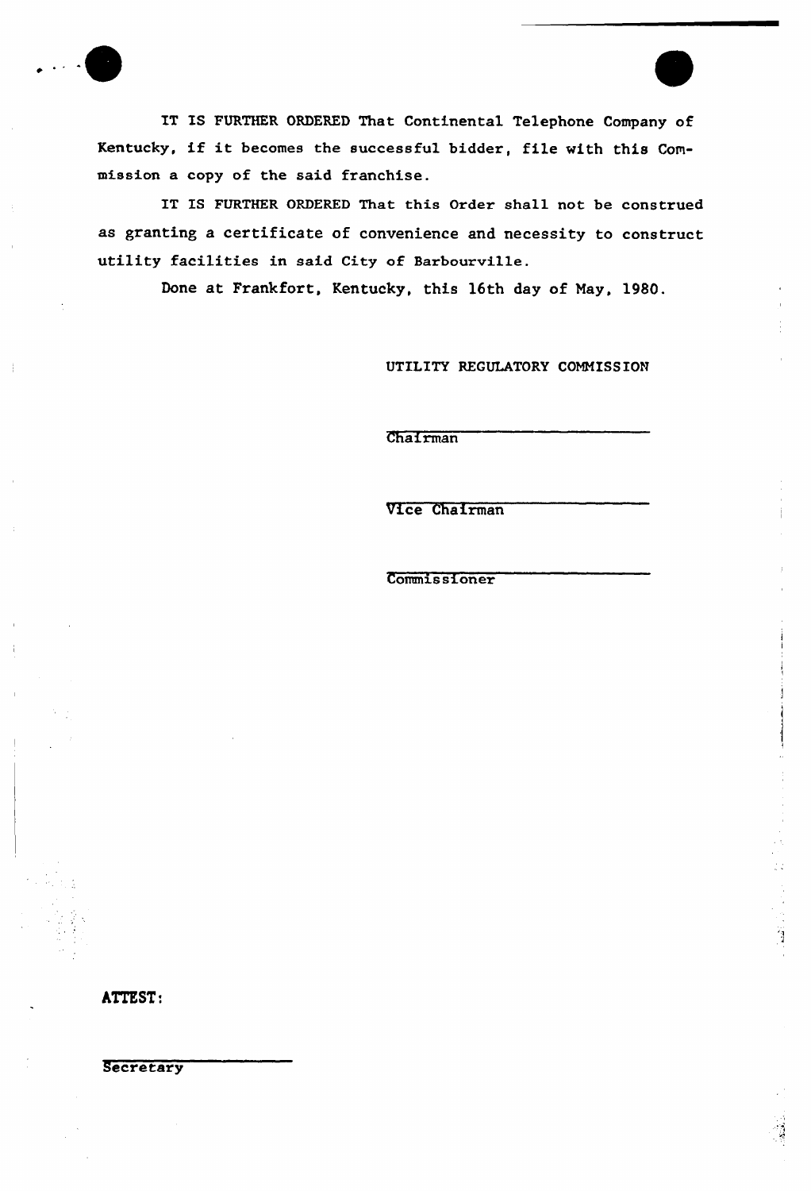IT IS FURTHER ORDERED That Continental Telephone Company of Kentucky, if it becomes the successful bidder, file with this Commission a copy of the said franchise.

IT IS FURTHER ORDERED That this Order shall not be construed as granting a certificate of convenience and necessity to construct utility facilities in said City of Barbourville.

Done at Frankfort, Kentucky, this 16th day of May, 1980.

UTILITY REGULATORY COMMISSION

Chairman

Vice Chairman

Commissioner

ATTEST:

Secretary